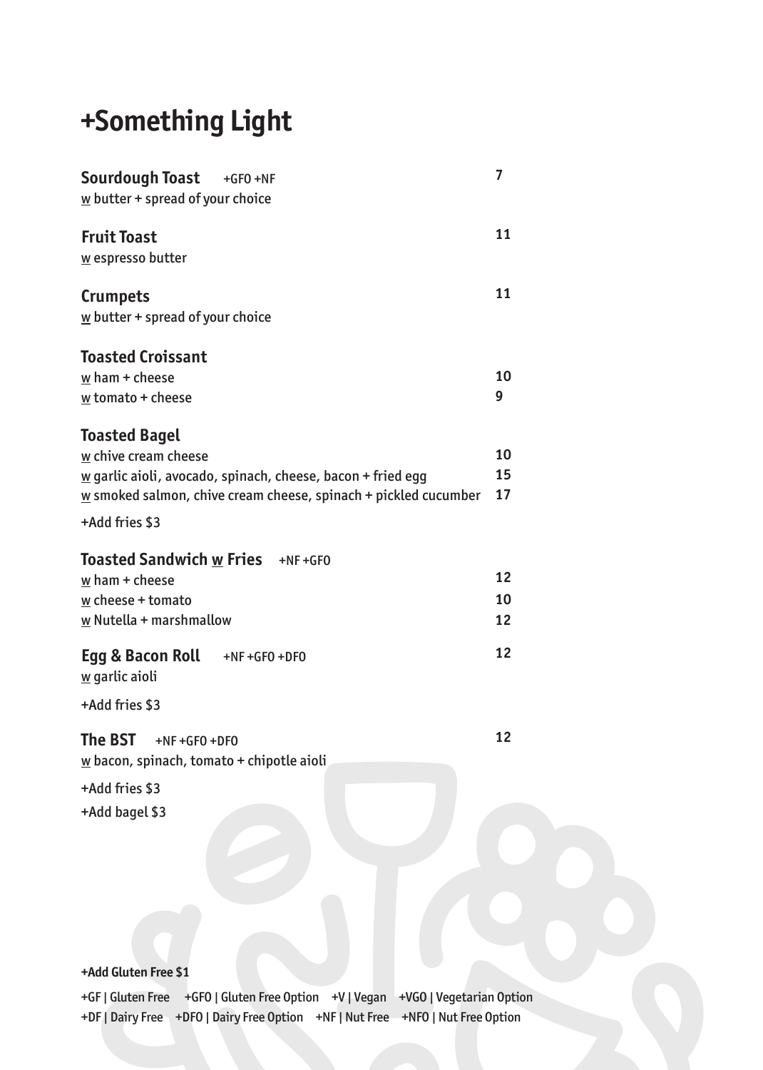# +Something Light

**Sourdough Toast** +GFO +NF — 7
w butter + spread of your choice

**Fruit Toast** — 11
w espresso butter

**Crumpets** — 11
w butter + spread of your choice

**Toasted Croissant**
w ham + cheese — 10
w tomato + cheese — 9

**Toasted Bagel**
w chive cream cheese — 10
w garlic aioli, avocado, spinach, cheese, bacon + fried egg — 15
w smoked salmon, chive cream cheese, spinach + pickled cucumber — 17

+Add fries $3

**Toasted Sandwich w Fries** +NF +GFO
w ham + cheese — 12
w cheese + tomato — 10
w Nutella + marshmallow — 12

**Egg & Bacon Roll** +NF +GFO +DFO — 12
w garlic aioli

+Add fries $3

**The BST** +NF +GFO +DFO — 12
w bacon, spinach, tomato + chipotle aioli

+Add fries $3
+Add bagel $3

**+Add Gluten Free $1**

+GF | Gluten Free +GFO | Gluten Free Option +V | Vegan +VGO | Vegetarian Option
+DF | Dairy Free +DFO | Dairy Free Option +NF | Nut Free +NFO | Nut Free Option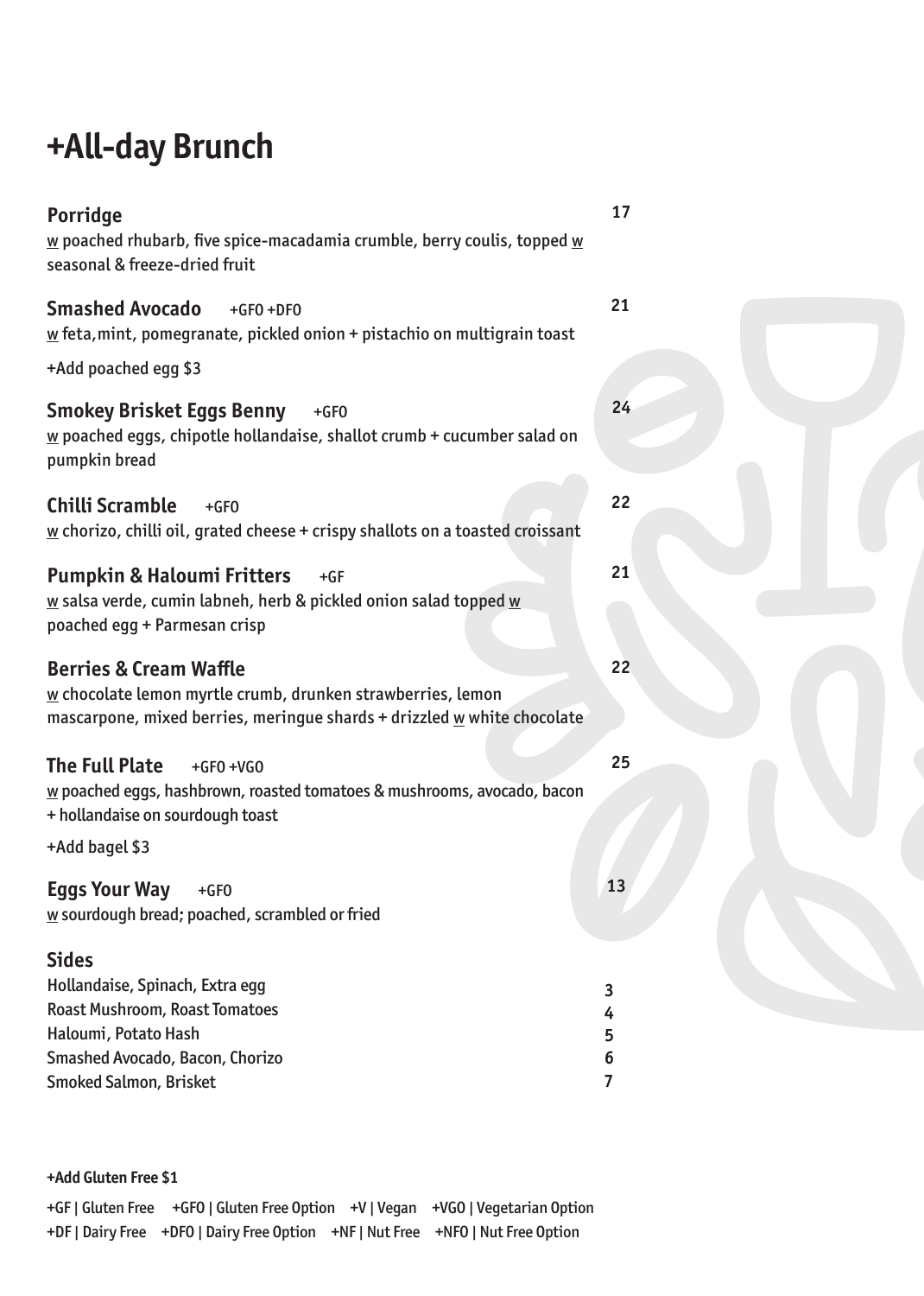# +All-day Brunch

**Porridge** 17

w poached rhubarb, five spice-macadamia crumble, berry coulis, topped w seasonal & freeze-dried fruit

**Smashed Avocado** +GFO +DFO 21

w feta, mint, pomegranate, pickled onion + pistachio on multigrain toast

+Add poached egg $3

**Smokey Brisket Eggs Benny** +GFO 24

w poached eggs, chipotle hollandaise, shallot crumb + cucumber salad on pumpkin bread

**Chilli Scramble** +GFO 22

w chorizo, chilli oil, grated cheese + crispy shallots on a toasted croissant

**Pumpkin & Haloumi Fritters** +GF 21

w salsa verde, cumin labneh, herb & pickled onion salad topped w poached egg + Parmesan crisp

**Berries & Cream Waffle** 22

w chocolate lemon myrtle crumb, drunken strawberries, lemon mascarpone, mixed berries, meringue shards + drizzled w white chocolate

**The Full Plate** +GFO +VGO 25

w poached eggs, hashbrown, roasted tomatoes & mushrooms, avocado, bacon + hollandaise on sourdough toast

+Add bagel $3

**Eggs Your Way** +GFO 13

w sourdough bread; poached, scrambled or fried

## Sides

| | |
|---|---|
| Hollandaise, Spinach, Extra egg | 3 |
| Roast Mushroom, Roast Tomatoes | 4 |
| Haloumi, Potato Hash | 5 |
| Smashed Avocado, Bacon, Chorizo | 6 |
| Smoked Salmon, Brisket | 7 |

**+Add Gluten Free $1**

+GF | Gluten Free +GFO | Gluten Free Option +V | Vegan +VGO | Vegetarian Option
+DF | Dairy Free +DFO | Dairy Free Option +NF | Nut Free +NFO | Nut Free Option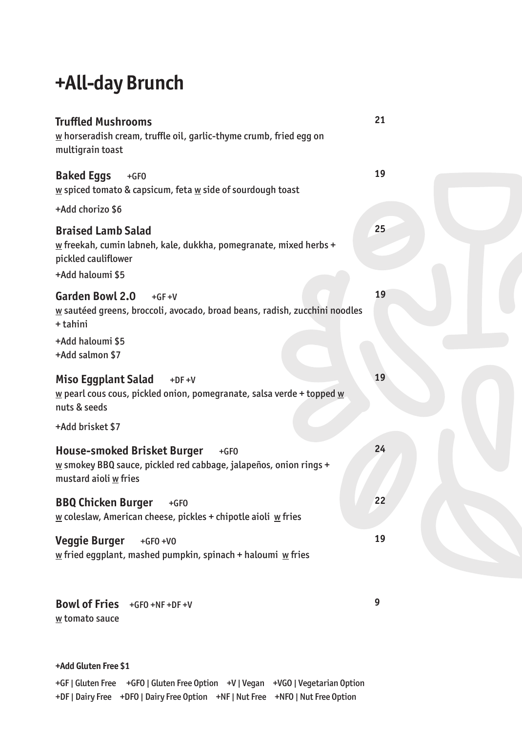# +All-day Brunch

**Truffled Mushrooms** 21
w horseradish cream, truffle oil, garlic-thyme crumb, fried egg on multigrain toast

**Baked Eggs** +GFO 19
w spiced tomato & capsicum, feta w side of sourdough toast

+Add chorizo $6

**Braised Lamb Salad** 25
w freekah, cumin labneh, kale, dukkha, pomegranate, mixed herbs + pickled cauliflower

+Add haloumi $5

**Garden Bowl 2.0** +GF +V 19
w sautéed greens, broccoli, avocado, broad beans, radish, zucchini noodles + tahini

+Add haloumi $5
+Add salmon $7

**Miso Eggplant Salad** +DF +V 19
w pearl cous cous, pickled onion, pomegranate, salsa verde + topped w nuts & seeds

+Add brisket $7

**House-smoked Brisket Burger** +GFO 24
w smokey BBQ sauce, pickled red cabbage, jalapeños, onion rings + mustard aioli w fries

**BBQ Chicken Burger** +GFO 22
w coleslaw, American cheese, pickles + chipotle aioli w fries

**Veggie Burger** +GFO +VO 19
w fried eggplant, mashed pumpkin, spinach + haloumi w fries

**Bowl of Fries** +GFO +NF +DF +V 9
w tomato sauce

**+Add Gluten Free $1**

+GF | Gluten Free +GFO | Gluten Free Option +V | Vegan +VGO | Vegetarian Option
+DF | Dairy Free +DFO | Dairy Free Option +NF | Nut Free +NFO | Nut Free Option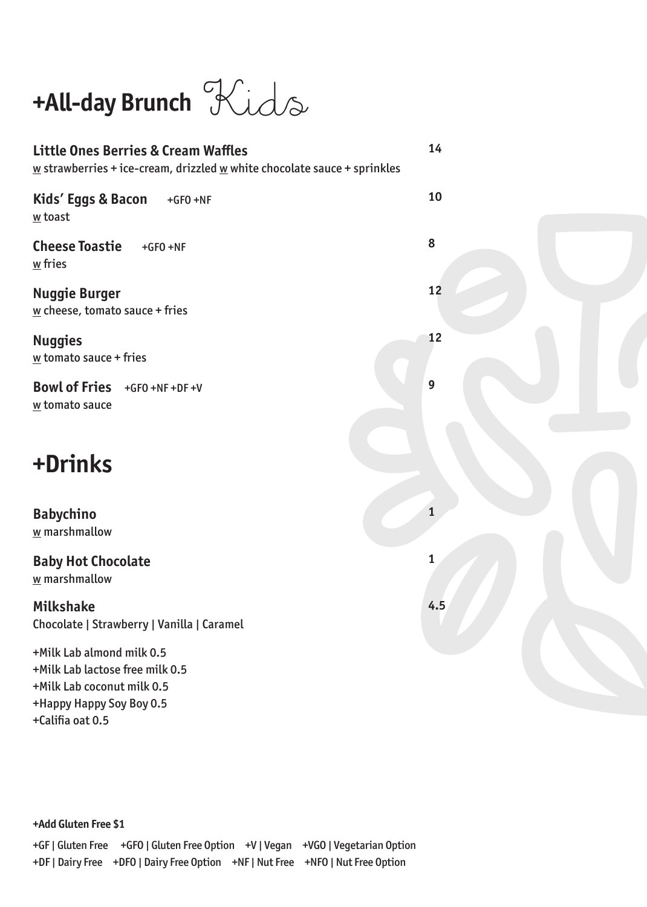# +All-day Brunch Kids

**Little Ones Berries & Cream Waffles** 14
w strawberries + ice-cream, drizzled w white chocolate sauce + sprinkles

**Kids' Eggs & Bacon** +GFO +NF 10
w toast

**Cheese Toastie** +GFO +NF 8
w fries

**Nuggie Burger** 12
w cheese, tomato sauce + fries

**Nuggies** 12
w tomato sauce + fries

**Bowl of Fries** +GFO +NF +DF +V 9
w tomato sauce

# +Drinks

**Babychino** 1
w marshmallow

**Baby Hot Chocolate** 1
w marshmallow

**Milkshake** 4.5
Chocolate | Strawberry | Vanilla | Caramel

+Milk Lab almond milk 0.5
+Milk Lab lactose free milk 0.5
+Milk Lab coconut milk 0.5
+Happy Happy Soy Boy 0.5
+Califia oat 0.5

**+Add Gluten Free $1**

+GF | Gluten Free +GFO | Gluten Free Option +V | Vegan +VGO | Vegetarian Option
+DF | Dairy Free +DFO | Dairy Free Option +NF | Nut Free +NFO | Nut Free Option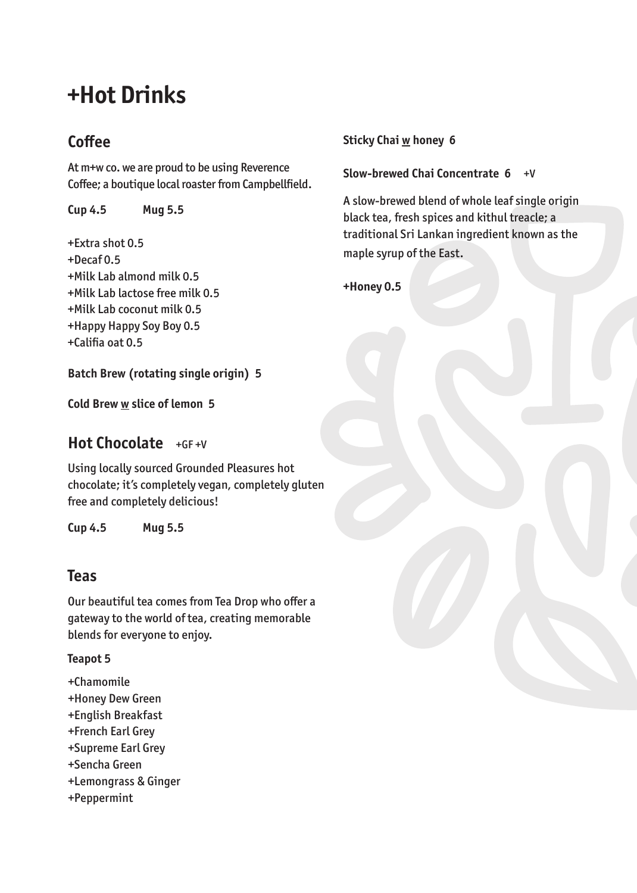# +Hot Drinks

## Coffee

At m+w co. we are proud to be using Reverence Coffee; a boutique local roaster from Campbellfield.

**Cup 4.5** **Mug 5.5**

+Extra shot 0.5
+Decaf 0.5
+Milk Lab almond milk 0.5
+Milk Lab lactose free milk 0.5
+Milk Lab coconut milk 0.5
+Happy Happy Soy Boy 0.5
+Califia oat 0.5

**Batch Brew (rotating single origin) 5**

**Cold Brew w slice of lemon 5**

## Hot Chocolate +GF +V

Using locally sourced Grounded Pleasures hot chocolate; it's completely vegan, completely gluten free and completely delicious!

**Cup 4.5** **Mug 5.5**

## Teas

Our beautiful tea comes from Tea Drop who offer a gateway to the world of tea, creating memorable blends for everyone to enjoy.

**Teapot 5**

+Chamomile
+Honey Dew Green
+English Breakfast
+French Earl Grey
+Supreme Earl Grey
+Sencha Green
+Lemongrass & Ginger
+Peppermint

**Sticky Chai w honey 6**

**Slow-brewed Chai Concentrate 6** +V

A slow-brewed blend of whole leaf single origin black tea, fresh spices and kithul treacle; a traditional Sri Lankan ingredient known as the maple syrup of the East.

**+Honey 0.5**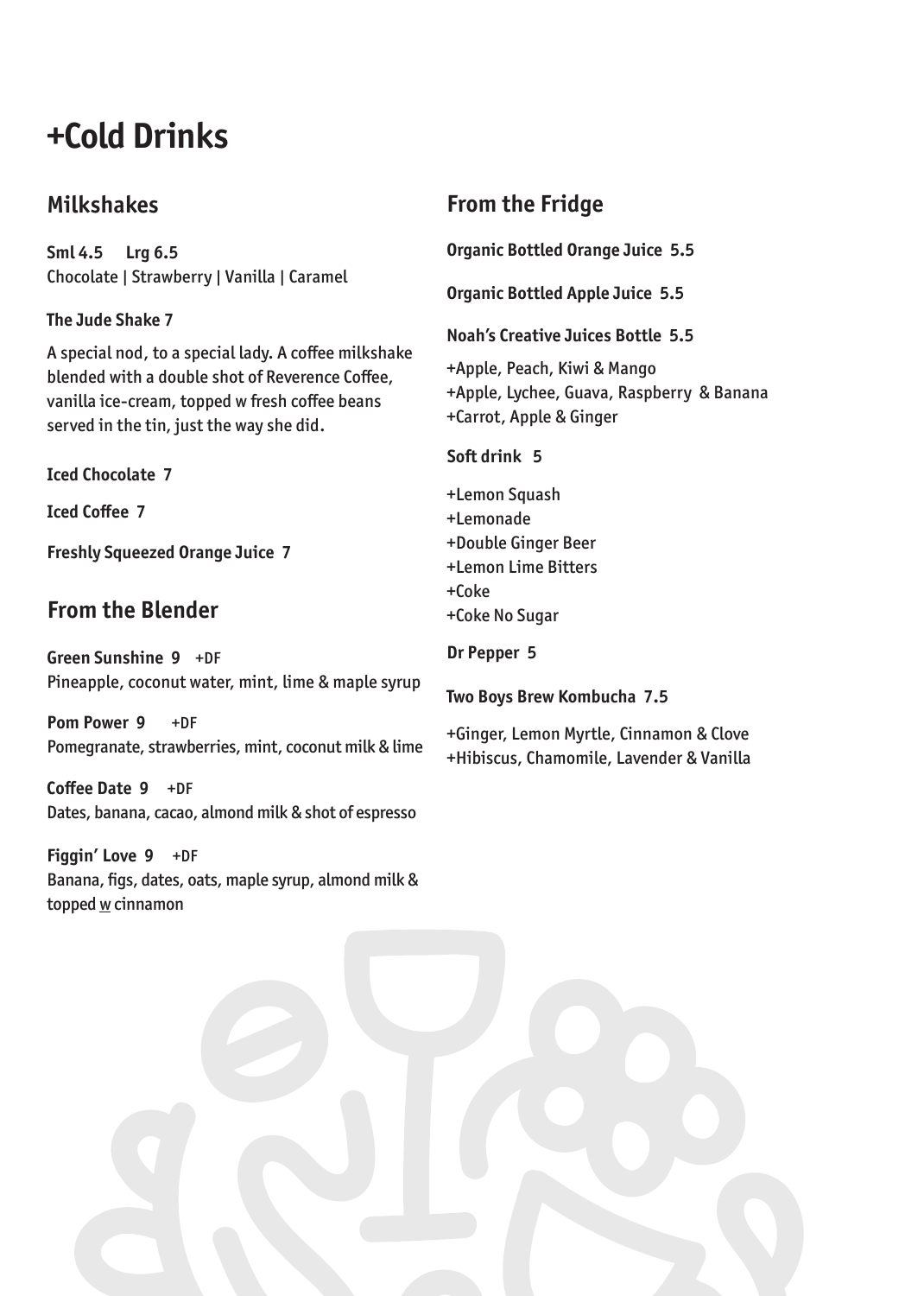# +Cold Drinks

## Milkshakes

**Sml 4.5 Lrg 6.5**
Chocolate | Strawberry | Vanilla | Caramel

**The Jude Shake 7**

A special nod, to a special lady. A coffee milkshake blended with a double shot of Reverence Coffee, vanilla ice-cream, topped w fresh coffee beans served in the tin, just the way she did.

**Iced Chocolate 7**

**Iced Coffee 7**

**Freshly Squeezed Orange Juice 7**

## From the Blender

**Green Sunshine 9** +DF
Pineapple, coconut water, mint, lime & maple syrup

**Pom Power 9** +DF
Pomegranate, strawberries, mint, coconut milk & lime

**Coffee Date 9** +DF
Dates, banana, cacao, almond milk & shot of espresso

**Figgin' Love 9** +DF
Banana, figs, dates, oats, maple syrup, almond milk & topped w cinnamon

## From the Fridge

**Organic Bottled Orange Juice 5.5**

**Organic Bottled Apple Juice 5.5**

**Noah's Creative Juices Bottle 5.5**

+Apple, Peach, Kiwi & Mango
+Apple, Lychee, Guava, Raspberry & Banana
+Carrot, Apple & Ginger

**Soft drink 5**

+Lemon Squash
+Lemonade
+Double Ginger Beer
+Lemon Lime Bitters
+Coke
+Coke No Sugar

**Dr Pepper 5**

**Two Boys Brew Kombucha 7.5**

+Ginger, Lemon Myrtle, Cinnamon & Clove
+Hibiscus, Chamomile, Lavender & Vanilla